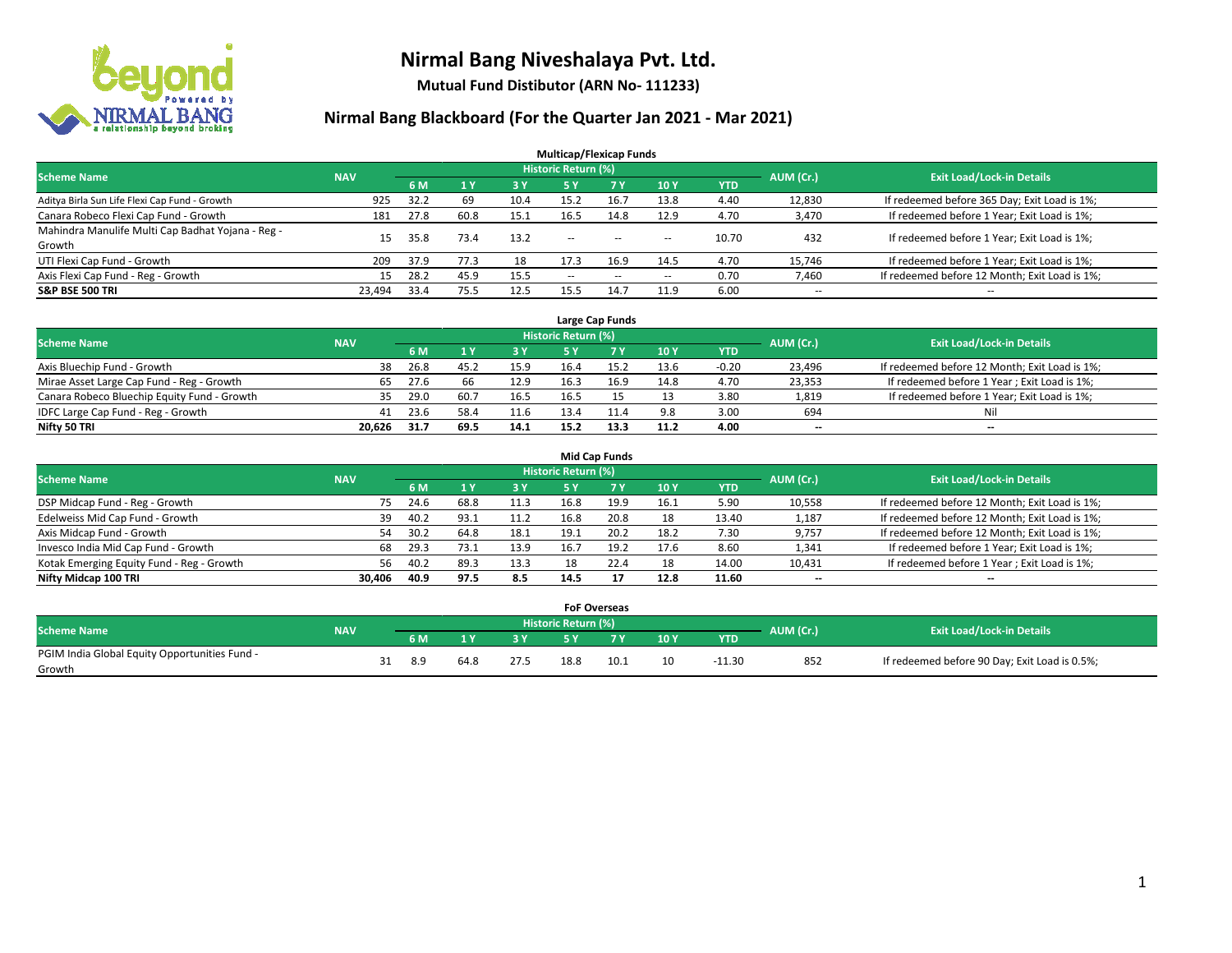# Nirmal Bang Niveshalaya Pvt. Ltd.

**Mutual Fund Distibutor (ARN No- 111233)**

## Nirmal Bang Blackboard (For the Quarter Jan 2021 - Mar 2021)

### Multicap/Flexicap Funds

| Scheme Name | NAV | Historic Return (%) | | | | | | | AUM (Cr.) | Exit Load/Lock-in Details |
|---|---|---|---|---|---|---|---|---|---|---|
| | | 6 M | 1 Y | 3 Y | 5 Y | 7 Y | 10 Y | YTD | | |
| Aditya Birla Sun Life Flexi Cap Fund - Growth | 925 | 32.2 | 69 | 10.4 | 15.2 | 16.7 | 13.8 | 4.40 | 12,830 | If redeemed before 365 Day; Exit Load is 1%; |
| Canara Robeco Flexi Cap Fund - Growth | 181 | 27.8 | 60.8 | 15.1 | 16.5 | 14.8 | 12.9 | 4.70 | 3,470 | If redeemed before 1 Year; Exit Load is 1%; |
| Mahindra Manulife Multi Cap Badhat Yojana - Reg - Growth | 15 | 35.8 | 73.4 | 13.2 | -- | -- | -- | 10.70 | 432 | If redeemed before 1 Year; Exit Load is 1%; |
| UTI Flexi Cap Fund - Growth | 209 | 37.9 | 77.3 | 18 | 17.3 | 16.9 | 14.5 | 4.70 | 15,746 | If redeemed before 1 Year; Exit Load is 1%; |
| Axis Flexi Cap Fund - Reg - Growth | 15 | 28.2 | 45.9 | 15.5 | -- | -- | -- | 0.70 | 7,460 | If redeemed before 12 Month; Exit Load is 1%; |
| **S&P BSE 500 TRI** | **23,494** | **33.4** | **75.5** | **12.5** | **15.5** | **14.7** | **11.9** | **6.00** | -- | -- |

### Large Cap Funds

| Scheme Name | NAV | Historic Return (%) | | | | | | | AUM (Cr.) | Exit Load/Lock-in Details |
|---|---|---|---|---|---|---|---|---|---|---|
| | | 6 M | 1 Y | 3 Y | 5 Y | 7 Y | 10 Y | YTD | | |
| Axis Bluechip Fund - Growth | 38 | 26.8 | 45.2 | 15.9 | 16.4 | 15.2 | 13.6 | -0.20 | 23,496 | If redeemed before 12 Month; Exit Load is 1%; |
| Mirae Asset Large Cap Fund - Reg - Growth | 65 | 27.6 | 66 | 12.9 | 16.3 | 16.9 | 14.8 | 4.70 | 23,353 | If redeemed before 1 Year ; Exit Load is 1%; |
| Canara Robeco Bluechip Equity Fund - Growth | 35 | 29.0 | 60.7 | 16.5 | 16.5 | 15 | 13 | 3.80 | 1,819 | If redeemed before 1 Year; Exit Load is 1%; |
| IDFC Large Cap Fund - Reg - Growth | 41 | 23.6 | 58.4 | 11.6 | 13.4 | 11.4 | 9.8 | 3.00 | 694 | Nil |
| **Nifty 50 TRI** | **20,626** | **31.7** | **69.5** | **14.1** | **15.2** | **13.3** | **11.2** | **4.00** | -- | -- |

### Mid Cap Funds

| Scheme Name | NAV | Historic Return (%) | | | | | | | AUM (Cr.) | Exit Load/Lock-in Details |
|---|---|---|---|---|---|---|---|---|---|---|
| | | 6 M | 1 Y | 3 Y | 5 Y | 7 Y | 10 Y | YTD | | |
| DSP Midcap Fund - Reg - Growth | 75 | 24.6 | 68.8 | 11.3 | 16.8 | 19.9 | 16.1 | 5.90 | 10,558 | If redeemed before 12 Month; Exit Load is 1%; |
| Edelweiss Mid Cap Fund - Growth | 39 | 40.2 | 93.1 | 11.2 | 16.8 | 20.8 | 18 | 13.40 | 1,187 | If redeemed before 12 Month; Exit Load is 1%; |
| Axis Midcap Fund - Growth | 54 | 30.2 | 64.8 | 18.1 | 19.1 | 20.2 | 18.2 | 7.30 | 9,757 | If redeemed before 12 Month; Exit Load is 1%; |
| Invesco India Mid Cap Fund - Growth | 68 | 29.3 | 73.1 | 13.9 | 16.7 | 19.2 | 17.6 | 8.60 | 1,341 | If redeemed before 1 Year; Exit Load is 1%; |
| Kotak Emerging Equity Fund - Reg - Growth | 56 | 40.2 | 89.3 | 13.3 | 18 | 22.4 | 18 | 14.00 | 10,431 | If redeemed before 1 Year ; Exit Load is 1%; |
| **Nifty Midcap 100 TRI** | **30,406** | **40.9** | **97.5** | **8.5** | **14.5** | **17** | **12.8** | **11.60** | -- | -- |

### FoF Overseas

| Scheme Name | NAV | Historic Return (%) | | | | | | | AUM (Cr.) | Exit Load/Lock-in Details |
|---|---|---|---|---|---|---|---|---|---|---|
| | | 6 M | 1 Y | 3 Y | 5 Y | 7 Y | 10 Y | YTD | | |
| PGIM India Global Equity Opportunities Fund - Growth | 31 | 8.9 | 64.8 | 27.5 | 18.8 | 10.1 | 10 | -11.30 | 852 | If redeemed before 90 Day; Exit Load is 0.5%; |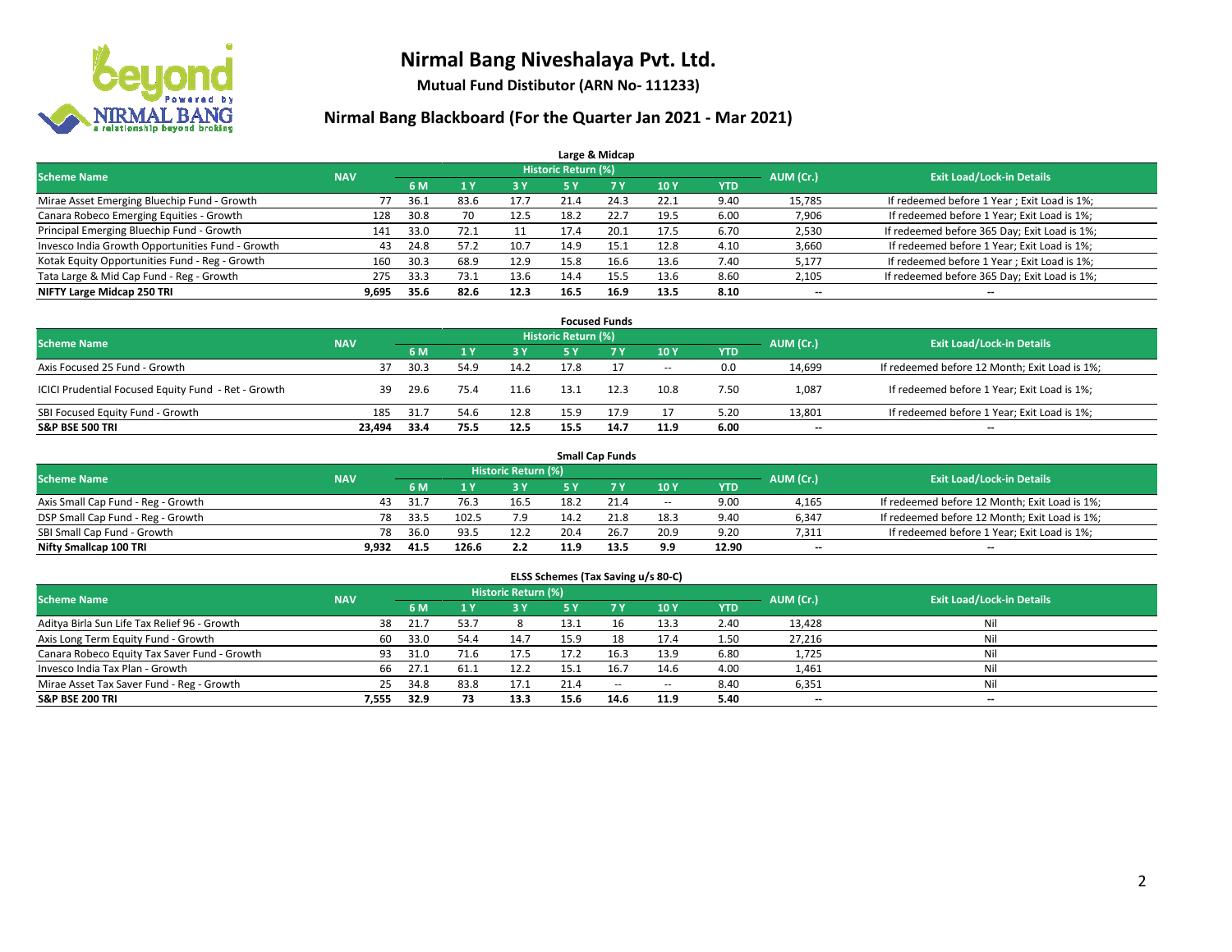# Nirmal Bang Niveshalaya Pvt. Ltd.

**Mutual Fund Distibutor (ARN No- 111233)**

## Nirmal Bang Blackboard (For the Quarter Jan 2021 - Mar 2021)

### Large & Midcap

| Scheme Name | NAV | Historic Return (%) | | | | | | | AUM (Cr.) | Exit Load/Lock-in Details |
|---|---|---|---|---|---|---|---|---|---|---|
| | | 6 M | 1 Y | 3 Y | 5 Y | 7 Y | 10 Y | YTD | | |
| Mirae Asset Emerging Bluechip Fund - Growth | 77 | 36.1 | 83.6 | 17.7 | 21.4 | 24.3 | 22.1 | 9.40 | 15,785 | If redeemed before 1 Year ; Exit Load is 1%; |
| Canara Robeco Emerging Equities - Growth | 128 | 30.8 | 70 | 12.5 | 18.2 | 22.7 | 19.5 | 6.00 | 7,906 | If redeemed before 1 Year; Exit Load is 1%; |
| Principal Emerging Bluechip Fund - Growth | 141 | 33.0 | 72.1 | 11 | 17.4 | 20.1 | 17.5 | 6.70 | 2,530 | If redeemed before 365 Day; Exit Load is 1%; |
| Invesco India Growth Opportunities Fund - Growth | 43 | 24.8 | 57.2 | 10.7 | 14.9 | 15.1 | 12.8 | 4.10 | 3,660 | If redeemed before 1 Year; Exit Load is 1%; |
| Kotak Equity Opportunities Fund - Reg - Growth | 160 | 30.3 | 68.9 | 12.9 | 15.8 | 16.6 | 13.6 | 7.40 | 5,177 | If redeemed before 1 Year ; Exit Load is 1%; |
| Tata Large & Mid Cap Fund - Reg - Growth | 275 | 33.3 | 73.1 | 13.6 | 14.4 | 15.5 | 13.6 | 8.60 | 2,105 | If redeemed before 365 Day; Exit Load is 1%; |
| **NIFTY Large Midcap 250 TRI** | **9,695** | **35.6** | **82.6** | **12.3** | **16.5** | **16.9** | **13.5** | **8.10** | **--** | **--** |

### Focused Funds

| Scheme Name | NAV | Historic Return (%) | | | | | | | AUM (Cr.) | Exit Load/Lock-in Details |
|---|---|---|---|---|---|---|---|---|---|---|
| | | 6 M | 1 Y | 3 Y | 5 Y | 7 Y | 10 Y | YTD | | |
| Axis Focused 25 Fund - Growth | 37 | 30.3 | 54.9 | 14.2 | 17.8 | 17 | -- | 0.0 | 14,699 | If redeemed before 12 Month; Exit Load is 1%; |
| ICICI Prudential Focused Equity Fund - Ret - Growth | 39 | 29.6 | 75.4 | 11.6 | 13.1 | 12.3 | 10.8 | 7.50 | 1,087 | If redeemed before 1 Year; Exit Load is 1%; |
| SBI Focused Equity Fund - Growth | 185 | 31.7 | 54.6 | 12.8 | 15.9 | 17.9 | 17 | 5.20 | 13,801 | If redeemed before 1 Year; Exit Load is 1%; |
| **S&P BSE 500 TRI** | **23,494** | **33.4** | **75.5** | **12.5** | **15.5** | **14.7** | **11.9** | **6.00** | **--** | **--** |

### Small Cap Funds

| Scheme Name | NAV | Historic Return (%) | | | | | | | AUM (Cr.) | Exit Load/Lock-in Details |
|---|---|---|---|---|---|---|---|---|---|---|
| | | 6 M | 1 Y | 3 Y | 5 Y | 7 Y | 10 Y | YTD | | |
| Axis Small Cap Fund - Reg - Growth | 43 | 31.7 | 76.3 | 16.5 | 18.2 | 21.4 | -- | 9.00 | 4,165 | If redeemed before 12 Month; Exit Load is 1%; |
| DSP Small Cap Fund - Reg - Growth | 78 | 33.5 | 102.5 | 7.9 | 14.2 | 21.8 | 18.3 | 9.40 | 6,347 | If redeemed before 12 Month; Exit Load is 1%; |
| SBI Small Cap Fund - Growth | 78 | 36.0 | 93.5 | 12.2 | 20.4 | 26.7 | 20.9 | 9.20 | 7,311 | If redeemed before 1 Year; Exit Load is 1%; |
| **Nifty Smallcap 100 TRI** | **9,932** | **41.5** | **126.6** | **2.2** | **11.9** | **13.5** | **9.9** | **12.90** | **--** | **--** |

### ELSS Schemes (Tax Saving u/s 80-C)

| Scheme Name | NAV | Historic Return (%) | | | | | | | AUM (Cr.) | Exit Load/Lock-in Details |
|---|---|---|---|---|---|---|---|---|---|---|
| | | 6 M | 1 Y | 3 Y | 5 Y | 7 Y | 10 Y | YTD | | |
| Aditya Birla Sun Life Tax Relief 96 - Growth | 38 | 21.7 | 53.7 | 8 | 13.1 | 16 | 13.3 | 2.40 | 13,428 | Nil |
| Axis Long Term Equity Fund - Growth | 60 | 33.0 | 54.4 | 14.7 | 15.9 | 18 | 17.4 | 1.50 | 27,216 | Nil |
| Canara Robeco Equity Tax Saver Fund - Growth | 93 | 31.0 | 71.6 | 17.5 | 17.2 | 16.3 | 13.9 | 6.80 | 1,725 | Nil |
| Invesco India Tax Plan - Growth | 66 | 27.1 | 61.1 | 12.2 | 15.1 | 16.7 | 14.6 | 4.00 | 1,461 | Nil |
| Mirae Asset Tax Saver Fund - Reg - Growth | 25 | 34.8 | 83.8 | 17.1 | 21.4 | -- | -- | 8.40 | 6,351 | Nil |
| **S&P BSE 200 TRI** | **7,555** | **32.9** | **73** | **13.3** | **15.6** | **14.6** | **11.9** | **5.40** | **--** | **--** |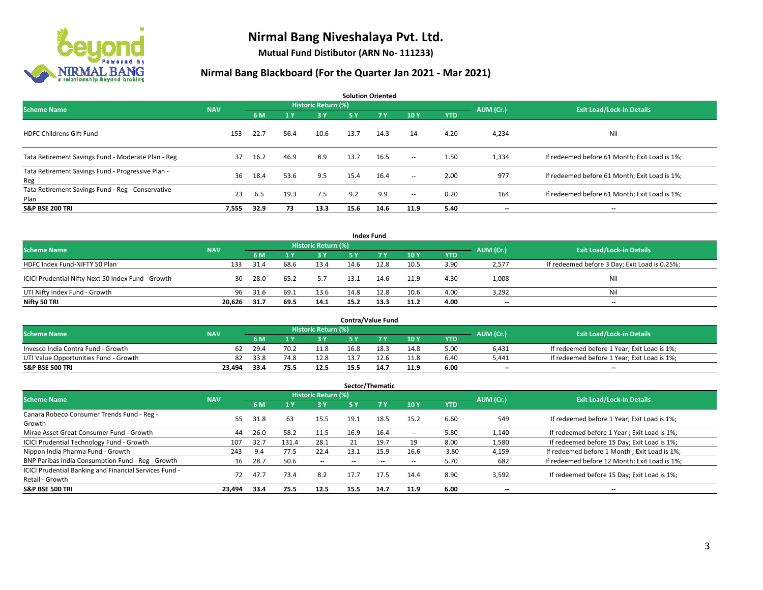# Nirmal Bang Niveshalaya Pvt. Ltd.

**Mutual Fund Distibutor (ARN No- 111233)**

## Nirmal Bang Blackboard (For the Quarter Jan 2021 - Mar 2021)

### Solution Oriented

| Scheme Name | NAV | Historic Return (%) | | | | | | YTD | AUM (Cr.) | Exit Load/Lock-in Details |
|---|---|---|---|---|---|---|---|---|---|---|
| | | 6 M | 1 Y | 3 Y | 5 Y | 7 Y | 10 Y | | | |
| HDFC Childrens Gift Fund | 153 | 22.7 | 56.4 | 10.6 | 13.7 | 14.3 | 14 | 4.20 | 4,234 | Nil |
| Tata Retirement Savings Fund - Moderate Plan - Reg | 37 | 16.2 | 46.9 | 8.9 | 13.7 | 16.5 | -- | 1.50 | 1,334 | If redeemed before 61 Month; Exit Load is 1%; |
| Tata Retirement Savings Fund - Progressive Plan - Reg | 36 | 18.4 | 53.6 | 9.5 | 15.4 | 16.4 | -- | 2.00 | 977 | If redeemed before 61 Month; Exit Load is 1%; |
| Tata Retirement Savings Fund - Reg - Conservative Plan | 23 | 6.5 | 19.3 | 7.5 | 9.2 | 9.9 | -- | 0.20 | 164 | If redeemed before 61 Month; Exit Load is 1%; |
| **S&P BSE 200 TRI** | **7,555** | **32.9** | **73** | **13.3** | **15.6** | **14.6** | **11.9** | **5.40** | **--** | **--** |

### Index Fund

| Scheme Name | NAV | Historic Return (%) | | | | | | YTD | AUM (Cr.) | Exit Load/Lock-in Details |
|---|---|---|---|---|---|---|---|---|---|---|
| | | 6 M | 1 Y | 3 Y | 5 Y | 7 Y | 10 Y | | | |
| HDFC Index Fund-NIFTY 50 Plan | 133 | 31.4 | 68.6 | 13.4 | 14.6 | 12.8 | 10.5 | 3.90 | 2,577 | If redeemed before 3 Day; Exit Load is 0.25%; |
| ICICI Prudential Nifty Next 50 Index Fund - Growth | 30 | 28.0 | 65.2 | 5.7 | 13.1 | 14.6 | 11.9 | 4.30 | 1,008 | Nil |
| UTI Nifty Index Fund - Growth | 96 | 31.6 | 69.1 | 13.6 | 14.8 | 12.8 | 10.6 | 4.00 | 3,292 | Nil |
| **Nifty 50 TRI** | **20,626** | **31.7** | **69.5** | **14.1** | **15.2** | **13.3** | **11.2** | **4.00** | **--** | **--** |

### Contra/Value Fund

| Scheme Name | NAV | Historic Return (%) | | | | | | YTD | AUM (Cr.) | Exit Load/Lock-in Details |
|---|---|---|---|---|---|---|---|---|---|---|
| | | 6 M | 1 Y | 3 Y | 5 Y | 7 Y | 10 Y | | | |
| Invesco India Contra Fund - Growth | 62 | 29.4 | 70.2 | 11.8 | 16.8 | 18.3 | 14.8 | 5.00 | 6,431 | If redeemed before 1 Year; Exit Load is 1%; |
| UTI Value Opportunities Fund - Growth | 82 | 33.8 | 74.8 | 12.8 | 13.7 | 12.6 | 11.8 | 6.40 | 5,441 | If redeemed before 1 Year; Exit Load is 1%; |
| **S&P BSE 500 TRI** | **23,494** | **33.4** | **75.5** | **12.5** | **15.5** | **14.7** | **11.9** | **6.00** | **--** | **--** |

### Sector/Thematic

| Scheme Name | NAV | Historic Return (%) | | | | | | YTD | AUM (Cr.) | Exit Load/Lock-in Details |
|---|---|---|---|---|---|---|---|---|---|---|
| | | 6 M | 1 Y | 3 Y | 5 Y | 7 Y | 10 Y | | | |
| Canara Robeco Consumer Trends Fund - Reg - Growth | 55 | 31.8 | 63 | 15.5 | 19.1 | 18.5 | 15.2 | 6.60 | 549 | If redeemed before 1 Year; Exit Load is 1%; |
| Mirae Asset Great Consumer Fund - Growth | 44 | 26.0 | 58.2 | 11.5 | 16.9 | 16.4 | -- | 5.80 | 1,140 | If redeemed before 1 Year ; Exit Load is 1%; |
| ICICI Prudential Technology Fund - Growth | 107 | 32.7 | 131.4 | 28.1 | 21 | 19.7 | 19 | 8.00 | 1,580 | If redeemed before 15 Day; Exit Load is 1%; |
| Nippon India Pharma Fund - Growth | 243 | 9.4 | 77.5 | 22.4 | 13.1 | 15.9 | 16.6 | -3.80 | 4,159 | If redeemed before 1 Month ; Exit Load is 1%; |
| BNP Paribas India Consumption Fund - Reg - Growth | 16 | 28.7 | 50.6 | -- | -- | -- | -- | 5.70 | 682 | If redeemed before 12 Month; Exit Load is 1%; |
| ICICI Prudential Banking and Financial Services Fund - Retail - Growth | 72 | 47.7 | 73.4 | 8.2 | 17.7 | 17.5 | 14.4 | 8.90 | 3,592 | If redeemed before 15 Day; Exit Load is 1%; |
| **S&P BSE 500 TRI** | **23,494** | **33.4** | **75.5** | **12.5** | **15.5** | **14.7** | **11.9** | **6.00** | **--** | **--** |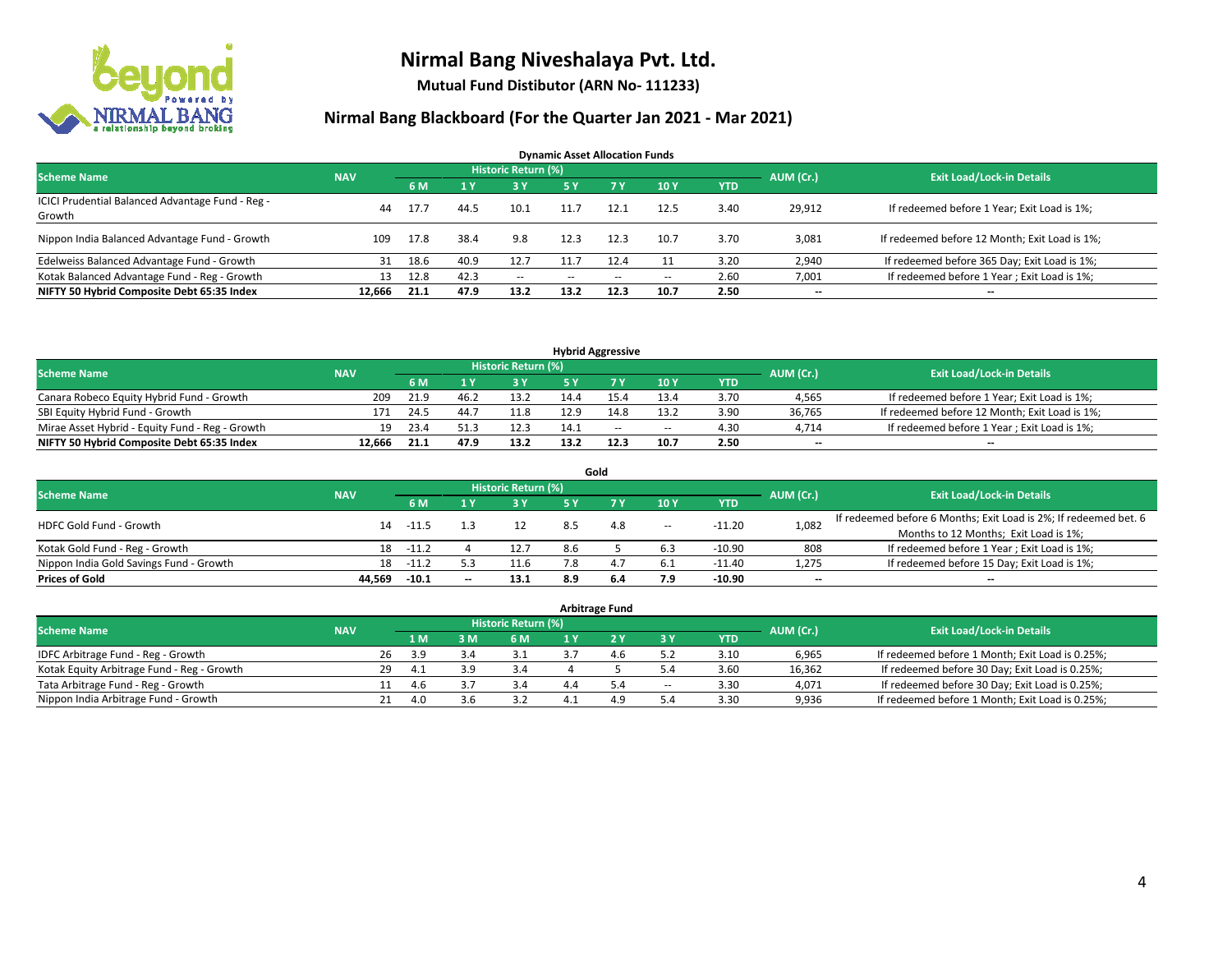# Nirmal Bang Niveshalaya Pvt. Ltd.

**Mutual Fund Distibutor (ARN No- 111233)**

## Nirmal Bang Blackboard (For the Quarter Jan 2021 - Mar 2021)

### Dynamic Asset Allocation Funds

| Scheme Name | NAV | Historic Return (%) | | | | | | | AUM (Cr.) | Exit Load/Lock-in Details |
|---|---|---|---|---|---|---|---|---|---|---|
| | | 6 M | 1 Y | 3 Y | 5 Y | 7 Y | 10 Y | YTD | | |
| ICICI Prudential Balanced Advantage Fund - Reg - Growth | 44 | 17.7 | 44.5 | 10.1 | 11.7 | 12.1 | 12.5 | 3.40 | 29,912 | If redeemed before 1 Year; Exit Load is 1%; |
| Nippon India Balanced Advantage Fund - Growth | 109 | 17.8 | 38.4 | 9.8 | 12.3 | 12.3 | 10.7 | 3.70 | 3,081 | If redeemed before 12 Month; Exit Load is 1%; |
| Edelweiss Balanced Advantage Fund - Growth | 31 | 18.6 | 40.9 | 12.7 | 11.7 | 12.4 | 11 | 3.20 | 2,940 | If redeemed before 365 Day; Exit Load is 1%; |
| Kotak Balanced Advantage Fund - Reg - Growth | 13 | 12.8 | 42.3 | -- | -- | -- | -- | 2.60 | 7,001 | If redeemed before 1 Year ; Exit Load is 1%; |
| **NIFTY 50 Hybrid Composite Debt 65:35 Index** | **12,666** | **21.1** | **47.9** | **13.2** | **13.2** | **12.3** | **10.7** | **2.50** | **--** | **--** |

### Hybrid Aggressive

| Scheme Name | NAV | Historic Return (%) | | | | | | | AUM (Cr.) | Exit Load/Lock-in Details |
|---|---|---|---|---|---|---|---|---|---|---|
| | | 6 M | 1 Y | 3 Y | 5 Y | 7 Y | 10 Y | YTD | | |
| Canara Robeco Equity Hybrid Fund - Growth | 209 | 21.9 | 46.2 | 13.2 | 14.4 | 15.4 | 13.4 | 3.70 | 4,565 | If redeemed before 1 Year; Exit Load is 1%; |
| SBI Equity Hybrid Fund - Growth | 171 | 24.5 | 44.7 | 11.8 | 12.9 | 14.8 | 13.2 | 3.90 | 36,765 | If redeemed before 12 Month; Exit Load is 1%; |
| Mirae Asset Hybrid - Equity Fund - Reg - Growth | 19 | 23.4 | 51.3 | 12.3 | 14.1 | -- | -- | 4.30 | 4,714 | If redeemed before 1 Year ; Exit Load is 1%; |
| **NIFTY 50 Hybrid Composite Debt 65:35 Index** | **12,666** | **21.1** | **47.9** | **13.2** | **13.2** | **12.3** | **10.7** | **2.50** | **--** | **--** |

### Gold

| Scheme Name | NAV | Historic Return (%) | | | | | | | AUM (Cr.) | Exit Load/Lock-in Details |
|---|---|---|---|---|---|---|---|---|---|---|
| | | 6 M | 1 Y | 3 Y | 5 Y | 7 Y | 10 Y | YTD | | |
| HDFC Gold Fund - Growth | 14 | -11.5 | 1.3 | 12 | 8.5 | 4.8 | -- | -11.20 | 1,082 | If redeemed before 6 Months; Exit Load is 2%; If redeemed bet. 6 Months to 12 Months; Exit Load is 1%; |
| Kotak Gold Fund - Reg - Growth | 18 | -11.2 | 4 | 12.7 | 8.6 | 5 | 6.3 | -10.90 | 808 | If redeemed before 1 Year ; Exit Load is 1%; |
| Nippon India Gold Savings Fund - Growth | 18 | -11.2 | 5.3 | 11.6 | 7.8 | 4.7 | 6.1 | -11.40 | 1,275 | If redeemed before 15 Day; Exit Load is 1%; |
| **Prices of Gold** | **44,569** | **-10.1** | **--** | **13.1** | **8.9** | **6.4** | **7.9** | **-10.90** | **--** | **--** |

### Arbitrage Fund

| Scheme Name | NAV | Historic Return (%) | | | | | | | AUM (Cr.) | Exit Load/Lock-in Details |
|---|---|---|---|---|---|---|---|---|---|---|
| | | 1 M | 3 M | 6 M | 1 Y | 2 Y | 3 Y | YTD | | |
| IDFC Arbitrage Fund - Reg - Growth | 26 | 3.9 | 3.4 | 3.1 | 3.7 | 4.6 | 5.2 | 3.10 | 6,965 | If redeemed before 1 Month; Exit Load is 0.25%; |
| Kotak Equity Arbitrage Fund - Reg - Growth | 29 | 4.1 | 3.9 | 3.4 | 4 | 5 | 5.4 | 3.60 | 16,362 | If redeemed before 30 Day; Exit Load is 0.25%; |
| Tata Arbitrage Fund - Reg - Growth | 11 | 4.6 | 3.7 | 3.4 | 4.4 | 5.4 | -- | 3.30 | 4,071 | If redeemed before 30 Day; Exit Load is 0.25%; |
| Nippon India Arbitrage Fund - Growth | 21 | 4.0 | 3.6 | 3.2 | 4.1 | 4.9 | 5.4 | 3.30 | 9,936 | If redeemed before 1 Month; Exit Load is 0.25%; |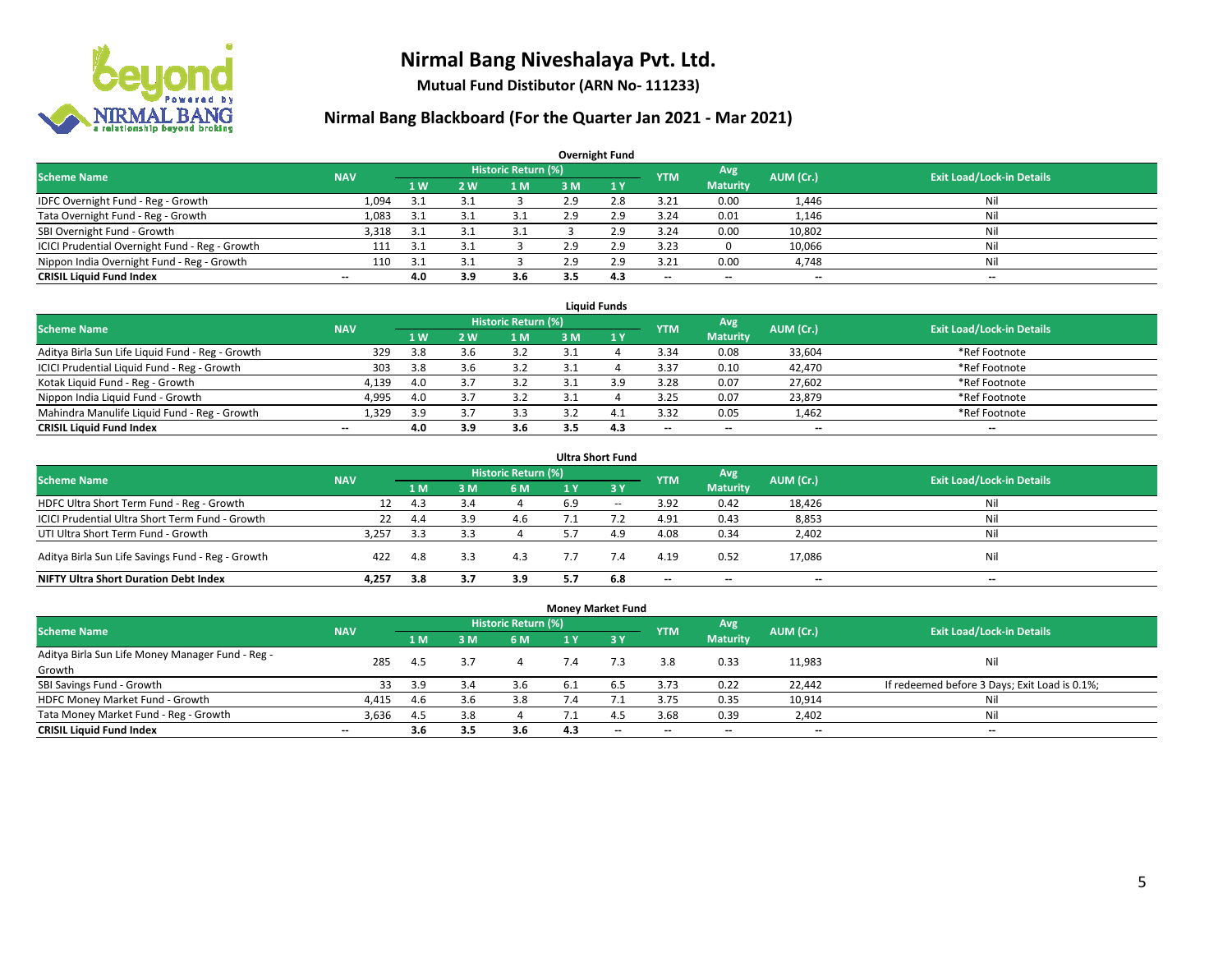# Nirmal Bang Niveshalaya Pvt. Ltd.

**Mutual Fund Distibutor (ARN No- 111233)**

## Nirmal Bang Blackboard (For the Quarter Jan 2021 - Mar 2021)

### Overnight Fund

| Scheme Name | NAV | Historic Return (%) | | | | | YTM | Avg Maturity | AUM (Cr.) | Exit Load/Lock-in Details |
|---|---|---|---|---|---|---|---|---|---|---|
| | | 1 W | 2 W | 1 M | 3 M | 1 Y | | | | |
| IDFC Overnight Fund - Reg - Growth | 1,094 | 3.1 | 3.1 | 3 | 2.9 | 2.8 | 3.21 | 0.00 | 1,446 | Nil |
| Tata Overnight Fund - Reg - Growth | 1,083 | 3.1 | 3.1 | 3.1 | 2.9 | 2.9 | 3.24 | 0.01 | 1,146 | Nil |
| SBI Overnight Fund - Growth | 3,318 | 3.1 | 3.1 | 3.1 | 3 | 2.9 | 3.24 | 0.00 | 10,802 | Nil |
| ICICI Prudential Overnight Fund - Reg - Growth | 111 | 3.1 | 3.1 | 3 | 2.9 | 2.9 | 3.23 | 0 | 10,066 | Nil |
| Nippon India Overnight Fund - Reg - Growth | 110 | 3.1 | 3.1 | 3 | 2.9 | 2.9 | 3.21 | 0.00 | 4,748 | Nil |
| **CRISIL Liquid Fund Index** | -- | **4.0** | **3.9** | **3.6** | **3.5** | **4.3** | -- | -- | -- | -- |

### Liquid Funds

| Scheme Name | NAV | Historic Return (%) | | | | | YTM | Avg Maturity | AUM (Cr.) | Exit Load/Lock-in Details |
|---|---|---|---|---|---|---|---|---|---|---|
| | | 1 W | 2 W | 1 M | 3 M | 1 Y | | | | |
| Aditya Birla Sun Life Liquid Fund - Reg - Growth | 329 | 3.8 | 3.6 | 3.2 | 3.1 | 4 | 3.34 | 0.08 | 33,604 | *Ref Footnote |
| ICICI Prudential Liquid Fund - Reg - Growth | 303 | 3.8 | 3.6 | 3.2 | 3.1 | 4 | 3.37 | 0.10 | 42,470 | *Ref Footnote |
| Kotak Liquid Fund - Reg - Growth | 4,139 | 4.0 | 3.7 | 3.2 | 3.1 | 3.9 | 3.28 | 0.07 | 27,602 | *Ref Footnote |
| Nippon India Liquid Fund - Growth | 4,995 | 4.0 | 3.7 | 3.2 | 3.1 | 4 | 3.25 | 0.07 | 23,879 | *Ref Footnote |
| Mahindra Manulife Liquid Fund - Reg - Growth | 1,329 | 3.9 | 3.7 | 3.3 | 3.2 | 4.1 | 3.32 | 0.05 | 1,462 | *Ref Footnote |
| **CRISIL Liquid Fund Index** | -- | **4.0** | **3.9** | **3.6** | **3.5** | **4.3** | -- | -- | -- | -- |

### Ultra Short Fund

| Scheme Name | NAV | Historic Return (%) | | | | | YTM | Avg Maturity | AUM (Cr.) | Exit Load/Lock-in Details |
|---|---|---|---|---|---|---|---|---|---|---|
| | | 1 M | 3 M | 6 M | 1 Y | 3 Y | | | | |
| HDFC Ultra Short Term Fund - Reg - Growth | 12 | 4.3 | 3.4 | 4 | 6.9 | -- | 3.92 | 0.42 | 18,426 | Nil |
| ICICI Prudential Ultra Short Term Fund - Growth | 22 | 4.4 | 3.9 | 4.6 | 7.1 | 7.2 | 4.91 | 0.43 | 8,853 | Nil |
| UTI Ultra Short Term Fund - Growth | 3,257 | 3.3 | 3.3 | 4 | 5.7 | 4.9 | 4.08 | 0.34 | 2,402 | Nil |
| Aditya Birla Sun Life Savings Fund - Reg - Growth | 422 | 4.8 | 3.3 | 4.3 | 7.7 | 7.4 | 4.19 | 0.52 | 17,086 | Nil |
| **NIFTY Ultra Short Duration Debt Index** | **4,257** | **3.8** | **3.7** | **3.9** | **5.7** | **6.8** | -- | -- | -- | -- |

### Money Market Fund

| Scheme Name | NAV | Historic Return (%) | | | | | YTM | Avg Maturity | AUM (Cr.) | Exit Load/Lock-in Details |
|---|---|---|---|---|---|---|---|---|---|---|
| | | 1 M | 3 M | 6 M | 1 Y | 3 Y | | | | |
| Aditya Birla Sun Life Money Manager Fund - Reg - Growth | 285 | 4.5 | 3.7 | 4 | 7.4 | 7.3 | 3.8 | 0.33 | 11,983 | Nil |
| SBI Savings Fund - Growth | 33 | 3.9 | 3.4 | 3.6 | 6.1 | 6.5 | 3.73 | 0.22 | 22,442 | If redeemed before 3 Days; Exit Load is 0.1%; |
| HDFC Money Market Fund - Growth | 4,415 | 4.6 | 3.6 | 3.8 | 7.4 | 7.1 | 3.75 | 0.35 | 10,914 | Nil |
| Tata Money Market Fund - Reg - Growth | 3,636 | 4.5 | 3.8 | 4 | 7.1 | 4.5 | 3.68 | 0.39 | 2,402 | Nil |
| **CRISIL Liquid Fund Index** | -- | **3.6** | **3.5** | **3.6** | **4.3** | -- | -- | -- | -- | -- |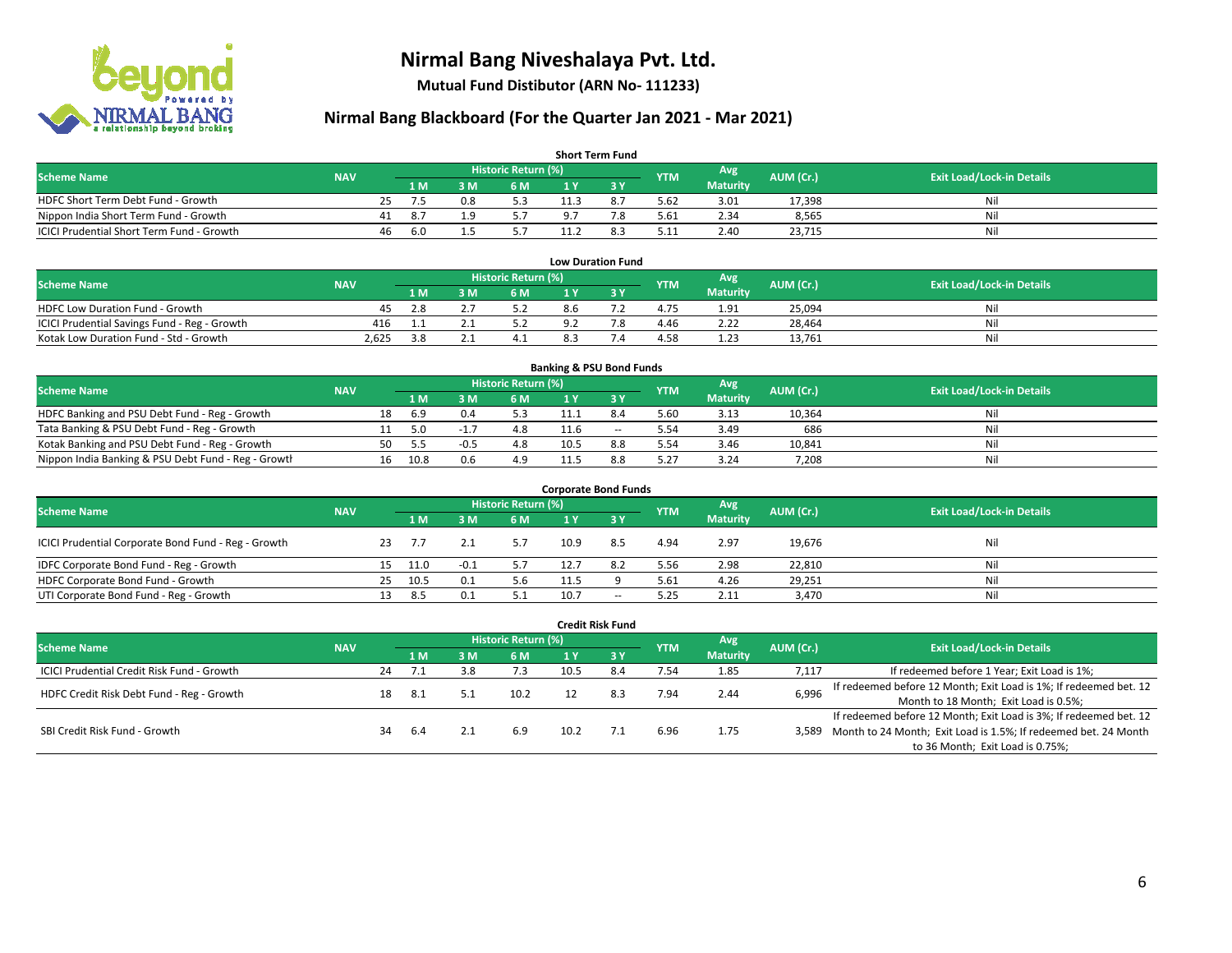# Nirmal Bang Niveshalaya Pvt. Ltd.

**Mutual Fund Distibutor (ARN No- 111233)**

## Nirmal Bang Blackboard (For the Quarter Jan 2021 - Mar 2021)

### Short Term Fund

| Scheme Name | NAV | Historic Return (%) | | | | | YTM | Avg Maturity | AUM (Cr.) | Exit Load/Lock-in Details |
|---|---|---|---|---|---|---|---|---|---|---|
| | | 1 M | 3 M | 6 M | 1 Y | 3 Y | | | | |
| HDFC Short Term Debt Fund - Growth | 25 | 7.5 | 0.8 | 5.3 | 11.3 | 8.7 | 5.62 | 3.01 | 17,398 | Nil |
| Nippon India Short Term Fund - Growth | 41 | 8.7 | 1.9 | 5.7 | 9.7 | 7.8 | 5.61 | 2.34 | 8,565 | Nil |
| ICICI Prudential Short Term Fund - Growth | 46 | 6.0 | 1.5 | 5.7 | 11.2 | 8.3 | 5.11 | 2.40 | 23,715 | Nil |

### Low Duration Fund

| Scheme Name | NAV | Historic Return (%) | | | | | YTM | Avg Maturity | AUM (Cr.) | Exit Load/Lock-in Details |
|---|---|---|---|---|---|---|---|---|---|---|
| | | 1 M | 3 M | 6 M | 1 Y | 3 Y | | | | |
| HDFC Low Duration Fund - Growth | 45 | 2.8 | 2.7 | 5.2 | 8.6 | 7.2 | 4.75 | 1.91 | 25,094 | Nil |
| ICICI Prudential Savings Fund - Reg - Growth | 416 | 1.1 | 2.1 | 5.2 | 9.2 | 7.8 | 4.46 | 2.22 | 28,464 | Nil |
| Kotak Low Duration Fund - Std - Growth | 2,625 | 3.8 | 2.1 | 4.1 | 8.3 | 7.4 | 4.58 | 1.23 | 13,761 | Nil |

### Banking & PSU Bond Funds

| Scheme Name | NAV | Historic Return (%) | | | | | YTM | Avg Maturity | AUM (Cr.) | Exit Load/Lock-in Details |
|---|---|---|---|---|---|---|---|---|---|---|
| | | 1 M | 3 M | 6 M | 1 Y | 3 Y | | | | |
| HDFC Banking and PSU Debt Fund - Reg - Growth | 18 | 6.9 | 0.4 | 5.3 | 11.1 | 8.4 | 5.60 | 3.13 | 10,364 | Nil |
| Tata Banking & PSU Debt Fund - Reg - Growth | 11 | 5.0 | -1.7 | 4.8 | 11.6 | -- | 5.54 | 3.49 | 686 | Nil |
| Kotak Banking and PSU Debt Fund - Reg - Growth | 50 | 5.5 | -0.5 | 4.8 | 10.5 | 8.8 | 5.54 | 3.46 | 10,841 | Nil |
| Nippon India Banking & PSU Debt Fund - Reg - Growth | 16 | 10.8 | 0.6 | 4.9 | 11.5 | 8.8 | 5.27 | 3.24 | 7,208 | Nil |

### Corporate Bond Funds

| Scheme Name | NAV | Historic Return (%) | | | | | YTM | Avg Maturity | AUM (Cr.) | Exit Load/Lock-in Details |
|---|---|---|---|---|---|---|---|---|---|---|
| | | 1 M | 3 M | 6 M | 1 Y | 3 Y | | | | |
| ICICI Prudential Corporate Bond Fund - Reg - Growth | 23 | 7.7 | 2.1 | 5.7 | 10.9 | 8.5 | 4.94 | 2.97 | 19,676 | Nil |
| IDFC Corporate Bond Fund - Reg - Growth | 15 | 11.0 | -0.1 | 5.7 | 12.7 | 8.2 | 5.56 | 2.98 | 22,810 | Nil |
| HDFC Corporate Bond Fund - Growth | 25 | 10.5 | 0.1 | 5.6 | 11.5 | 9 | 5.61 | 4.26 | 29,251 | Nil |
| UTI Corporate Bond Fund - Reg - Growth | 13 | 8.5 | 0.1 | 5.1 | 10.7 | -- | 5.25 | 2.11 | 3,470 | Nil |

### Credit Risk Fund

| Scheme Name | NAV | Historic Return (%) | | | | | YTM | Avg Maturity | AUM (Cr.) | Exit Load/Lock-in Details |
|---|---|---|---|---|---|---|---|---|---|---|
| | | 1 M | 3 M | 6 M | 1 Y | 3 Y | | | | |
| ICICI Prudential Credit Risk Fund - Growth | 24 | 7.1 | 3.8 | 7.3 | 10.5 | 8.4 | 7.54 | 1.85 | 7,117 | If redeemed before 1 Year; Exit Load is 1%; |
| HDFC Credit Risk Debt Fund - Reg - Growth | 18 | 8.1 | 5.1 | 10.2 | 12 | 8.3 | 7.94 | 2.44 | 6,996 | If redeemed before 12 Month; Exit Load is 1%; If redeemed bet. 12 Month to 18 Month; Exit Load is 0.5%; |
| SBI Credit Risk Fund - Growth | 34 | 6.4 | 2.1 | 6.9 | 10.2 | 7.1 | 6.96 | 1.75 | 3,589 | If redeemed before 12 Month; Exit Load is 3%; If redeemed bet. 12 Month to 24 Month; Exit Load is 1.5%; If redeemed bet. 24 Month to 36 Month; Exit Load is 0.75%; |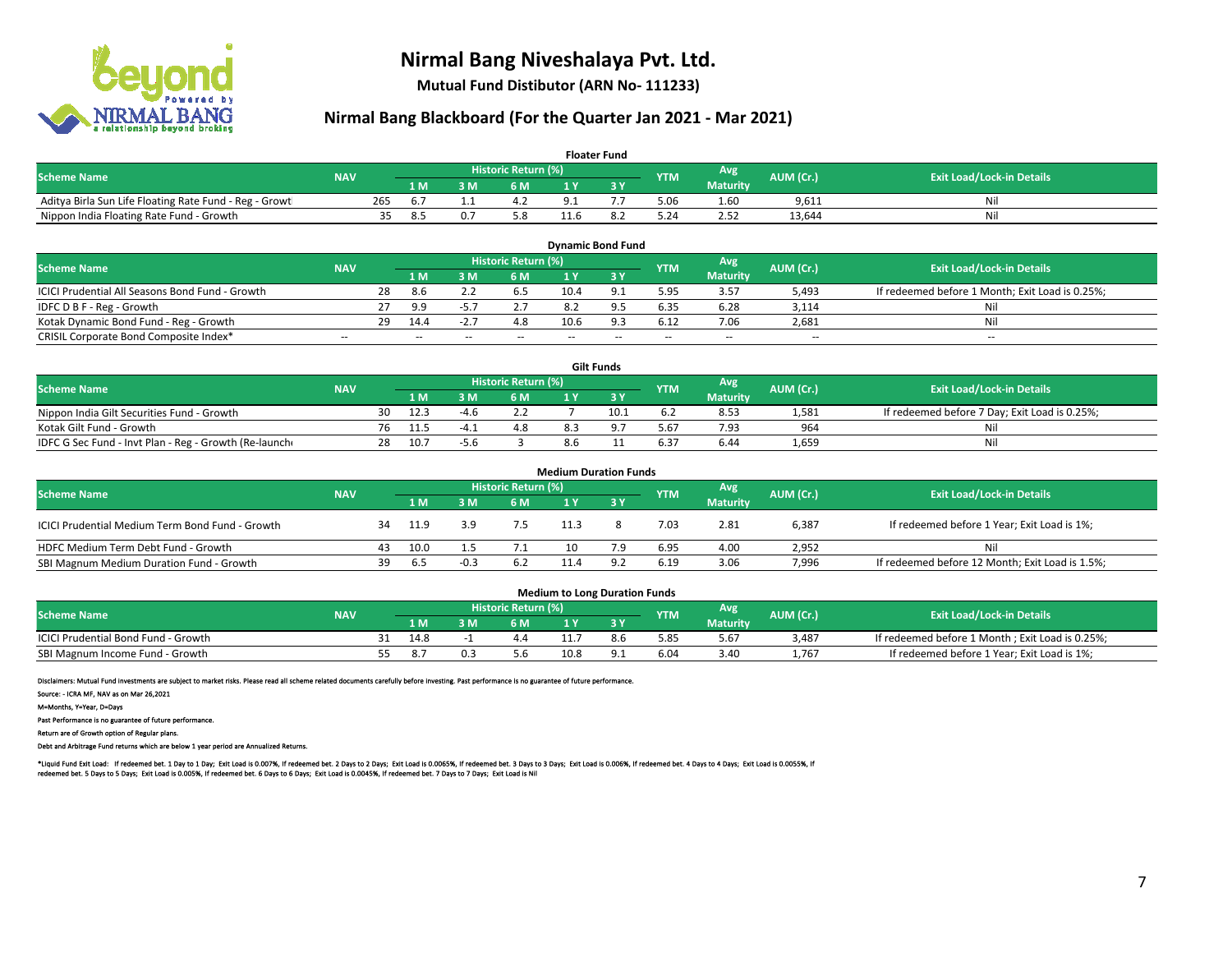# Nirmal Bang Niveshalaya Pvt. Ltd.

**Mutual Fund Distibutor (ARN No- 111233)**

## Nirmal Bang Blackboard (For the Quarter Jan 2021 - Mar 2021)

### Floater Fund

| Scheme Name | NAV | Historic Return (%) | | | | | YTM | Avg Maturity | AUM (Cr.) | Exit Load/Lock-in Details |
|---|---|---|---|---|---|---|---|---|---|---|
| | | 1 M | 3 M | 6 M | 1 Y | 3 Y | | | | |
| Aditya Birla Sun Life Floating Rate Fund - Reg - Growt | 265 | 6.7 | 1.1 | 4.2 | 9.1 | 7.7 | 5.06 | 1.60 | 9,611 | Nil |
| Nippon India Floating Rate Fund - Growth | 35 | 8.5 | 0.7 | 5.8 | 11.6 | 8.2 | 5.24 | 2.52 | 13,644 | Nil |

### Dynamic Bond Fund

| Scheme Name | NAV | Historic Return (%) | | | | | YTM | Avg Maturity | AUM (Cr.) | Exit Load/Lock-in Details |
|---|---|---|---|---|---|---|---|---|---|---|
| | | 1 M | 3 M | 6 M | 1 Y | 3 Y | | | | |
| ICICI Prudential All Seasons Bond Fund - Growth | 28 | 8.6 | 2.2 | 6.5 | 10.4 | 9.1 | 5.95 | 3.57 | 5,493 | If redeemed before 1 Month; Exit Load is 0.25%; |
| IDFC D B F - Reg - Growth | 27 | 9.9 | -5.7 | 2.7 | 8.2 | 9.5 | 6.35 | 6.28 | 3,114 | Nil |
| Kotak Dynamic Bond Fund - Reg - Growth | 29 | 14.4 | -2.7 | 4.8 | 10.6 | 9.3 | 6.12 | 7.06 | 2,681 | Nil |
| CRISIL Corporate Bond Composite Index* | -- | -- | -- | -- | -- | -- | -- | -- | -- | -- |

### Gilt Funds

| Scheme Name | NAV | Historic Return (%) | | | | | YTM | Avg Maturity | AUM (Cr.) | Exit Load/Lock-in Details |
|---|---|---|---|---|---|---|---|---|---|---|
| | | 1 M | 3 M | 6 M | 1 Y | 3 Y | | | | |
| Nippon India Gilt Securities Fund - Growth | 30 | 12.3 | -4.6 | 2.2 | 7 | 10.1 | 6.2 | 8.53 | 1,581 | If redeemed before 7 Day; Exit Load is 0.25%; |
| Kotak Gilt Fund - Growth | 76 | 11.5 | -4.1 | 4.8 | 8.3 | 9.7 | 5.67 | 7.93 | 964 | Nil |
| IDFC G Sec Fund - Invt Plan - Reg - Growth (Re-launch | 28 | 10.7 | -5.6 | 3 | 8.6 | 11 | 6.37 | 6.44 | 1,659 | Nil |

### Medium Duration Funds

| Scheme Name | NAV | Historic Return (%) | | | | | YTM | Avg Maturity | AUM (Cr.) | Exit Load/Lock-in Details |
|---|---|---|---|---|---|---|---|---|---|---|
| | | 1 M | 3 M | 6 M | 1 Y | 3 Y | | | | |
| ICICI Prudential Medium Term Bond Fund - Growth | 34 | 11.9 | 3.9 | 7.5 | 11.3 | 8 | 7.03 | 2.81 | 6,387 | If redeemed before 1 Year; Exit Load is 1%; |
| HDFC Medium Term Debt Fund - Growth | 43 | 10.0 | 1.5 | 7.1 | 10 | 7.9 | 6.95 | 4.00 | 2,952 | Nil |
| SBI Magnum Medium Duration Fund - Growth | 39 | 6.5 | -0.3 | 6.2 | 11.4 | 9.2 | 6.19 | 3.06 | 7,996 | If redeemed before 12 Month; Exit Load is 1.5%; |

### Medium to Long Duration Funds

| Scheme Name | NAV | Historic Return (%) | | | | | YTM | Avg Maturity | AUM (Cr.) | Exit Load/Lock-in Details |
|---|---|---|---|---|---|---|---|---|---|---|
| | | 1 M | 3 M | 6 M | 1 Y | 3 Y | | | | |
| ICICI Prudential Bond Fund - Growth | 31 | 14.8 | -1 | 4.4 | 11.7 | 8.6 | 5.85 | 5.67 | 3,487 | If redeemed before 1 Month ; Exit Load is 0.25%; |
| SBI Magnum Income Fund - Growth | 55 | 8.7 | 0.3 | 5.6 | 10.8 | 9.1 | 6.04 | 3.40 | 1,767 | If redeemed before 1 Year; Exit Load is 1%; |

Disclaimers: Mutual Fund investments are subject to market risks. Please read all scheme related documents carefully before investing. Past performance is no guarantee of future performance.

Source: - ICRA MF, NAV as on Mar 26,2021

M=Months, Y=Year, D=Days

Past Performance is no guarantee of future performance.

Return are of Growth option of Regular plans.

Debt and Arbitrage Fund returns which are below 1 year period are Annualized Returns.

*Liquid Fund Exit Load: If redeemed bet. 1 Day to 1 Day; Exit Load is 0.007%, If redeemed bet. 2 Days to 2 Days; Exit Load is 0.0065%, If redeemed bet. 3 Days to 3 Days; Exit Load is 0.006%, If redeemed bet. 4 Days to 4 Days; Exit Load is 0.0055%, If redeemed bet. 5 Days to 5 Days; Exit Load is 0.005%, If redeemed bet. 6 Days to 6 Days; Exit Load is 0.0045%, If redeemed bet. 7 Days to 7 Days; Exit Load is Nil